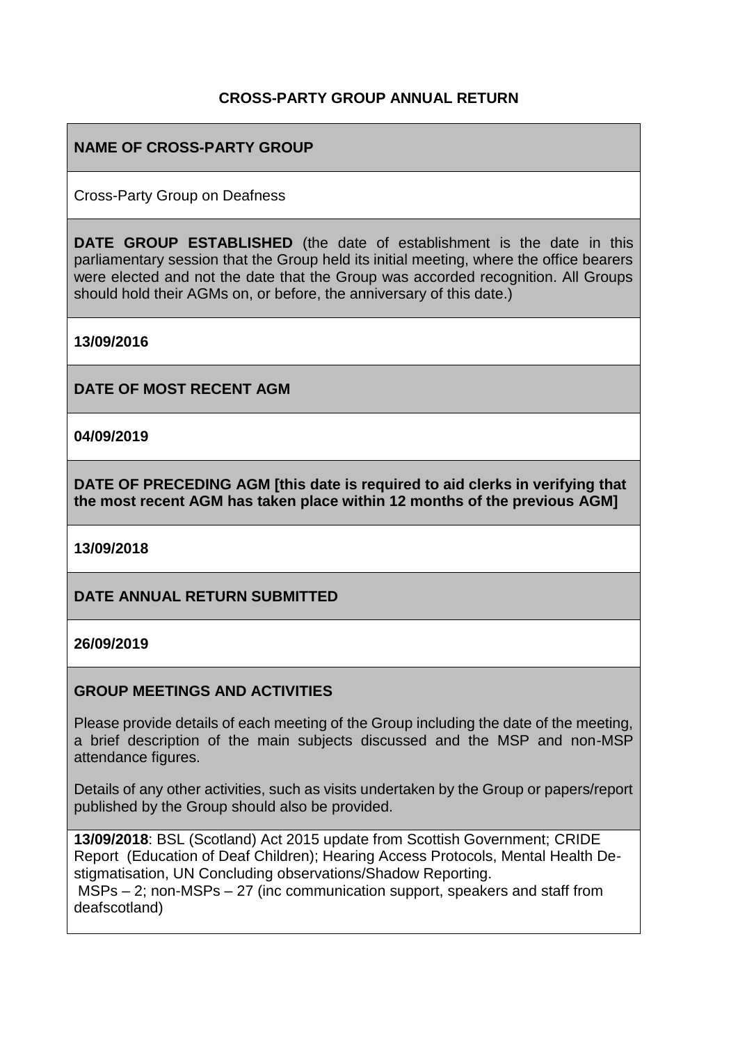# CROSS-PARTY GROUP ANNUAL RETURN

## NAME OF CROSS-PARTY GROUP

Cross-Party Group on Deafness

**DATE GROUP ESTABLISHED** (the date of establishment is the date in this parliamentary session that the Group held its initial meeting, where the office bearers were elected and not the date that the Group was accorded recognition. All Groups should hold their AGMs on, or before, the anniversary of this date.)

**13/09/2016**

## DATE OF MOST RECENT AGM

**04/09/2019**

## DATE OF PRECEDING AGM [this date is required to aid clerks in verifying that the most recent AGM has taken place within 12 months of the previous AGM]

**13/09/2018**

## DATE ANNUAL RETURN SUBMITTED

**26/09/2019**

## GROUP MEETINGS AND ACTIVITIES

Please provide details of each meeting of the Group including the date of the meeting, a brief description of the main subjects discussed and the MSP and non-MSP attendance figures.

Details of any other activities, such as visits undertaken by the Group or papers/report published by the Group should also be provided.

**13/09/2018**: BSL (Scotland) Act 2015 update from Scottish Government; CRIDE Report (Education of Deaf Children); Hearing Access Protocols, Mental Health De-stigmatisation, UN Concluding observations/Shadow Reporting.
MSPs – 2; non-MSPs – 27 (inc communication support, speakers and staff from deafscotland)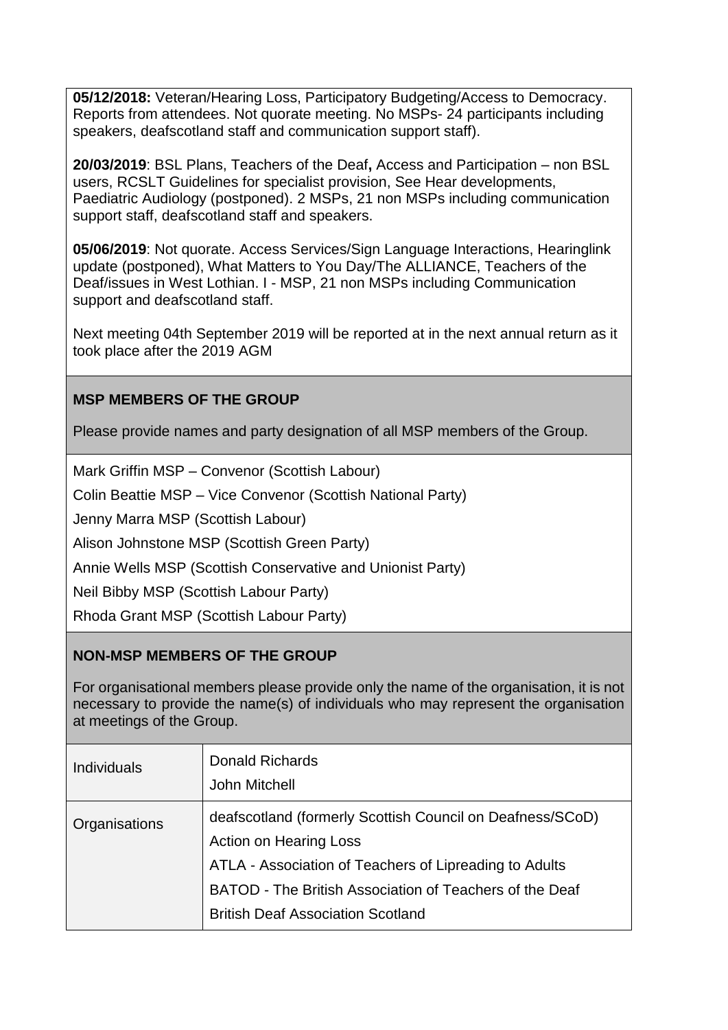**05/12/2018:** Veteran/Hearing Loss, Participatory Budgeting/Access to Democracy. Reports from attendees. Not quorate meeting. No MSPs- 24 participants including speakers, deafscotland staff and communication support staff).

**20/03/2019**: BSL Plans, Teachers of the Deaf**,** Access and Participation – non BSL users, RCSLT Guidelines for specialist provision, See Hear developments, Paediatric Audiology (postponed). 2 MSPs, 21 non MSPs including communication support staff, deafscotland staff and speakers.

**05/06/2019**: Not quorate. Access Services/Sign Language Interactions, Hearinglink update (postponed), What Matters to You Day/The ALLIANCE, Teachers of the Deaf/issues in West Lothian. I - MSP, 21 non MSPs including Communication support and deafscotland staff.

Next meeting 04th September 2019 will be reported at in the next annual return as it took place after the 2019 AGM

**MSP MEMBERS OF THE GROUP**

Please provide names and party designation of all MSP members of the Group.

Mark Griffin MSP – Convenor (Scottish Labour)

Colin Beattie MSP – Vice Convenor (Scottish National Party)

Jenny Marra MSP (Scottish Labour)

Alison Johnstone MSP (Scottish Green Party)

Annie Wells MSP (Scottish Conservative and Unionist Party)

Neil Bibby MSP (Scottish Labour Party)

Rhoda Grant MSP (Scottish Labour Party)

**NON-MSP MEMBERS OF THE GROUP**

For organisational members please provide only the name of the organisation, it is not necessary to provide the name(s) of individuals who may represent the organisation at meetings of the Group.

| | |
|---|---|
| Individuals | Donald Richards<br>John Mitchell |
| Organisations | deafscotland (formerly Scottish Council on Deafness/SCoD)<br>Action on Hearing Loss<br>ATLA - Association of Teachers of Lipreading to Adults<br>BATOD - The British Association of Teachers of the Deaf<br>British Deaf Association Scotland |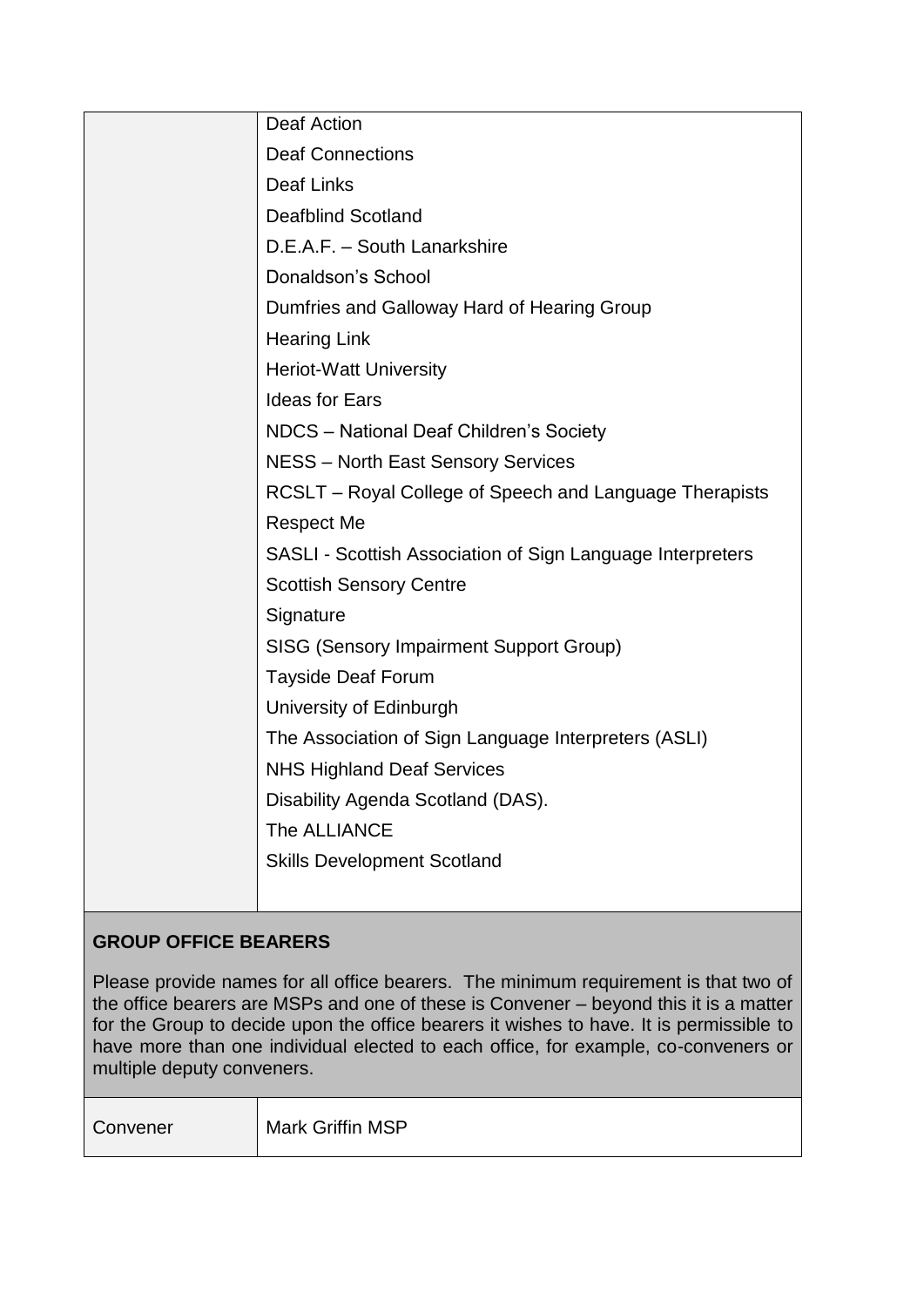| | |
|---|---|
| | Deaf Action<br>Deaf Connections<br>Deaf Links<br>Deafblind Scotland<br>D.E.A.F. – South Lanarkshire<br>Donaldson's School<br>Dumfries and Galloway Hard of Hearing Group<br>Hearing Link<br>Heriot-Watt University<br>Ideas for Ears<br>NDCS – National Deaf Children's Society<br>NESS – North East Sensory Services<br>RCSLT – Royal College of Speech and Language Therapists<br>Respect Me<br>SASLI - Scottish Association of Sign Language Interpreters<br>Scottish Sensory Centre<br>Signature<br>SISG (Sensory Impairment Support Group)<br>Tayside Deaf Forum<br>University of Edinburgh<br>The Association of Sign Language Interpreters (ASLI)<br>NHS Highland Deaf Services<br>Disability Agenda Scotland (DAS).<br>The ALLIANCE<br>Skills Development Scotland |

**GROUP OFFICE BEARERS**

Please provide names for all office bearers. The minimum requirement is that two of the office bearers are MSPs and one of these is Convener – beyond this it is a matter for the Group to decide upon the office bearers it wishes to have. It is permissible to have more than one individual elected to each office, for example, co-conveners or multiple deputy conveners.

| | |
|---|---|
| Convener | Mark Griffin MSP |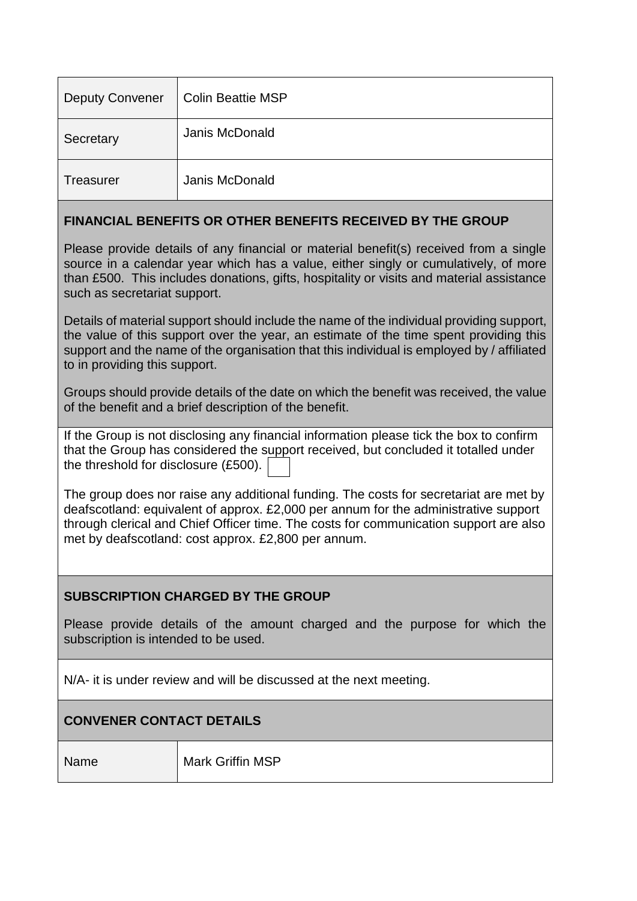| Deputy Convener | Colin Beattie MSP |
| --- | --- |
| Secretary | Janis McDonald |
| Treasurer | Janis McDonald |

**FINANCIAL BENEFITS OR OTHER BENEFITS RECEIVED BY THE GROUP**

Please provide details of any financial or material benefit(s) received from a single source in a calendar year which has a value, either singly or cumulatively, of more than £500. This includes donations, gifts, hospitality or visits and material assistance such as secretariat support.

Details of material support should include the name of the individual providing support, the value of this support over the year, an estimate of the time spent providing this support and the name of the organisation that this individual is employed by / affiliated to in providing this support.

Groups should provide details of the date on which the benefit was received, the value of the benefit and a brief description of the benefit.

If the Group is not disclosing any financial information please tick the box to confirm that the Group has considered the support received, but concluded it totalled under the threshold for disclosure (£500). ☐

The group does nor raise any additional funding. The costs for secretariat are met by deafscotland: equivalent of approx. £2,000 per annum for the administrative support through clerical and Chief Officer time. The costs for communication support are also met by deafscotland: cost approx. £2,800 per annum.

**SUBSCRIPTION CHARGED BY THE GROUP**

Please provide details of the amount charged and the purpose for which the subscription is intended to be used.

N/A- it is under review and will be discussed at the next meeting.

**CONVENER CONTACT DETAILS**

| Name | Mark Griffin MSP |
| --- | --- |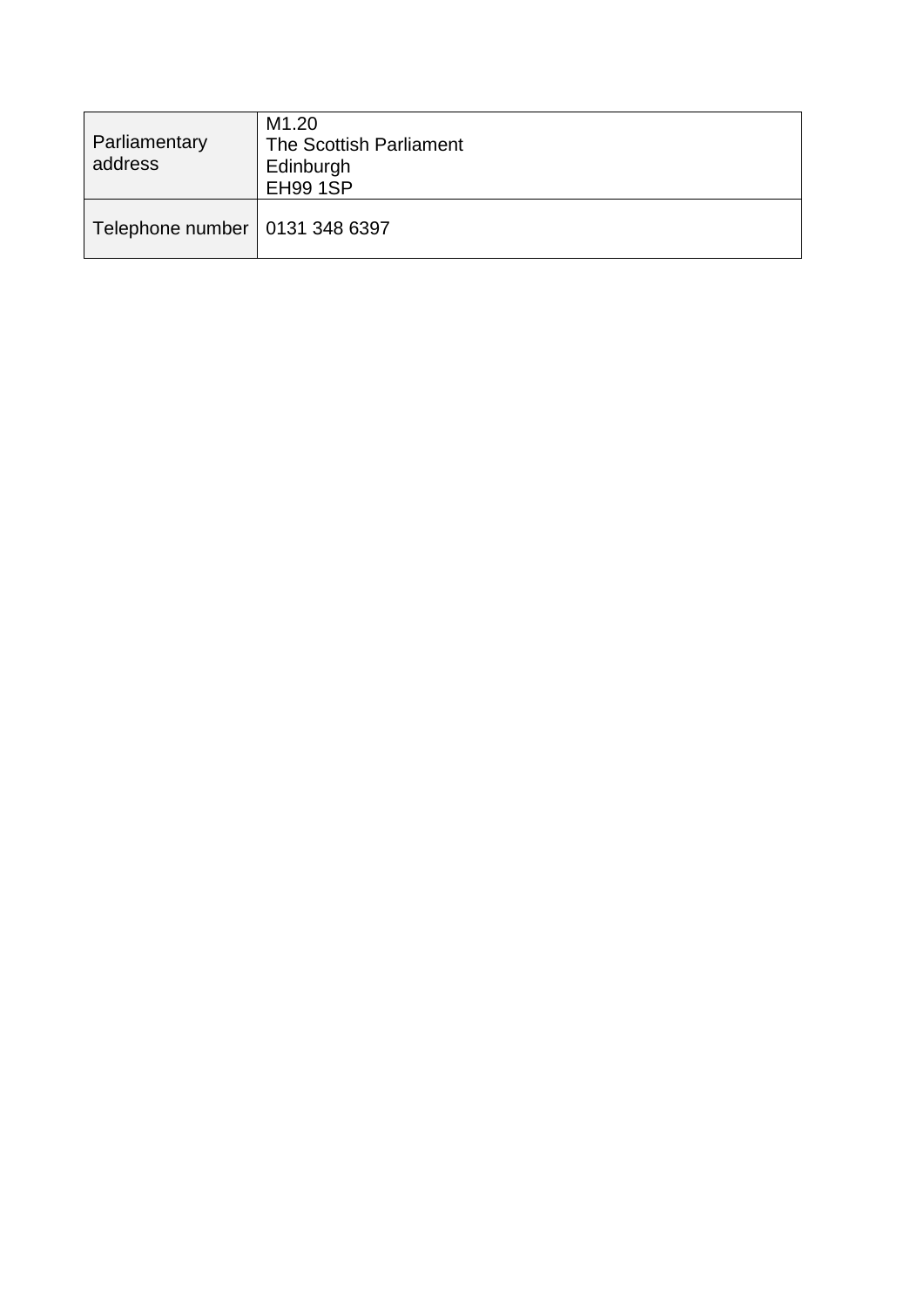| | |
|---|---|
| Parliamentary address | M1.20<br>The Scottish Parliament<br>Edinburgh<br>EH99 1SP |
| Telephone number | 0131 348 6397 |